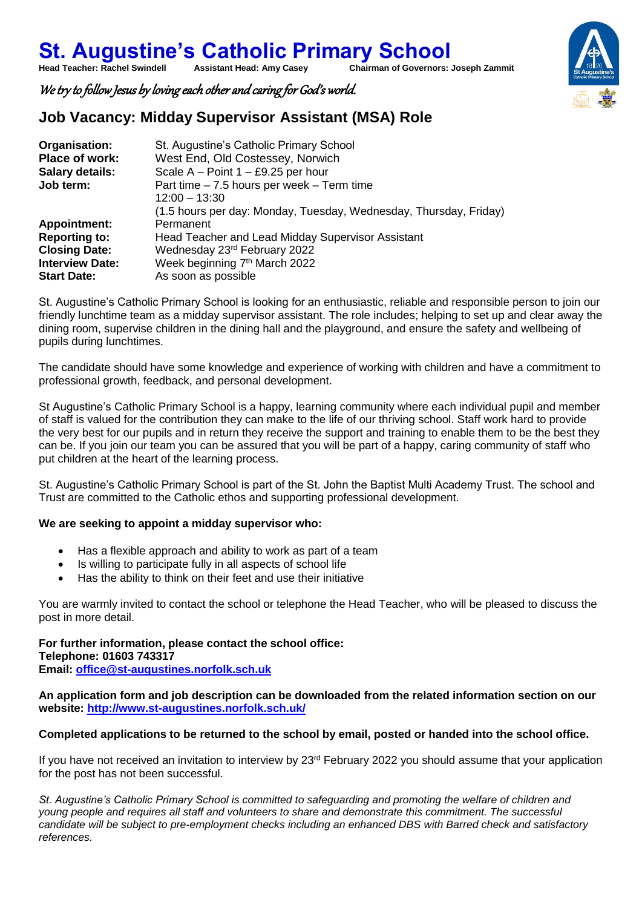# St. Augustine's Catholic Primary School

**Head Teacher: Rachel Swindell** **Assistant Head: Amy Casey** **Chairman of Governors: Joseph Zammit**

*We try to follow Jesus by loving each other and caring for God's world.*

## Job Vacancy: Midday Supervisor Assistant (MSA) Role

| | |
|---|---|
| **Organisation:** | St. Augustine's Catholic Primary School |
| **Place of work:** | West End, Old Costessey, Norwich |
| **Salary details:** | Scale A – Point 1 – £9.25 per hour |
| **Job term:** | Part time – 7.5 hours per week – Term time<br>12:00 – 13:30<br>(1.5 hours per day: Monday, Tuesday, Wednesday, Thursday, Friday) |
| **Appointment:** | Permanent |
| **Reporting to:** | Head Teacher and Lead Midday Supervisor Assistant |
| **Closing Date:** | Wednesday 23rd February 2022 |
| **Interview Date:** | Week beginning 7th March 2022 |
| **Start Date:** | As soon as possible |

St. Augustine's Catholic Primary School is looking for an enthusiastic, reliable and responsible person to join our friendly lunchtime team as a midday supervisor assistant. The role includes; helping to set up and clear away the dining room, supervise children in the dining hall and the playground, and ensure the safety and wellbeing of pupils during lunchtimes.

The candidate should have some knowledge and experience of working with children and have a commitment to professional growth, feedback, and personal development.

St Augustine's Catholic Primary School is a happy, learning community where each individual pupil and member of staff is valued for the contribution they can make to the life of our thriving school. Staff work hard to provide the very best for our pupils and in return they receive the support and training to enable them to be the best they can be. If you join our team you can be assured that you will be part of a happy, caring community of staff who put children at the heart of the learning process.

St. Augustine's Catholic Primary School is part of the St. John the Baptist Multi Academy Trust. The school and Trust are committed to the Catholic ethos and supporting professional development.

**We are seeking to appoint a midday supervisor who:**

- Has a flexible approach and ability to work as part of a team
- Is willing to participate fully in all aspects of school life
- Has the ability to think on their feet and use their initiative

You are warmly invited to contact the school or telephone the Head Teacher, who will be pleased to discuss the post in more detail.

**For further information, please contact the school office:**
**Telephone: 01603 743317**
**Email: office@st-augustines.norfolk.sch.uk**

**An application form and job description can be downloaded from the related information section on our website: http://www.st-augustines.norfolk.sch.uk/**

**Completed applications to be returned to the school by email, posted or handed into the school office.**

If you have not received an invitation to interview by 23rd February 2022 you should assume that your application for the post has not been successful.

*St. Augustine's Catholic Primary School is committed to safeguarding and promoting the welfare of children and young people and requires all staff and volunteers to share and demonstrate this commitment. The successful candidate will be subject to pre-employment checks including an enhanced DBS with Barred check and satisfactory references.*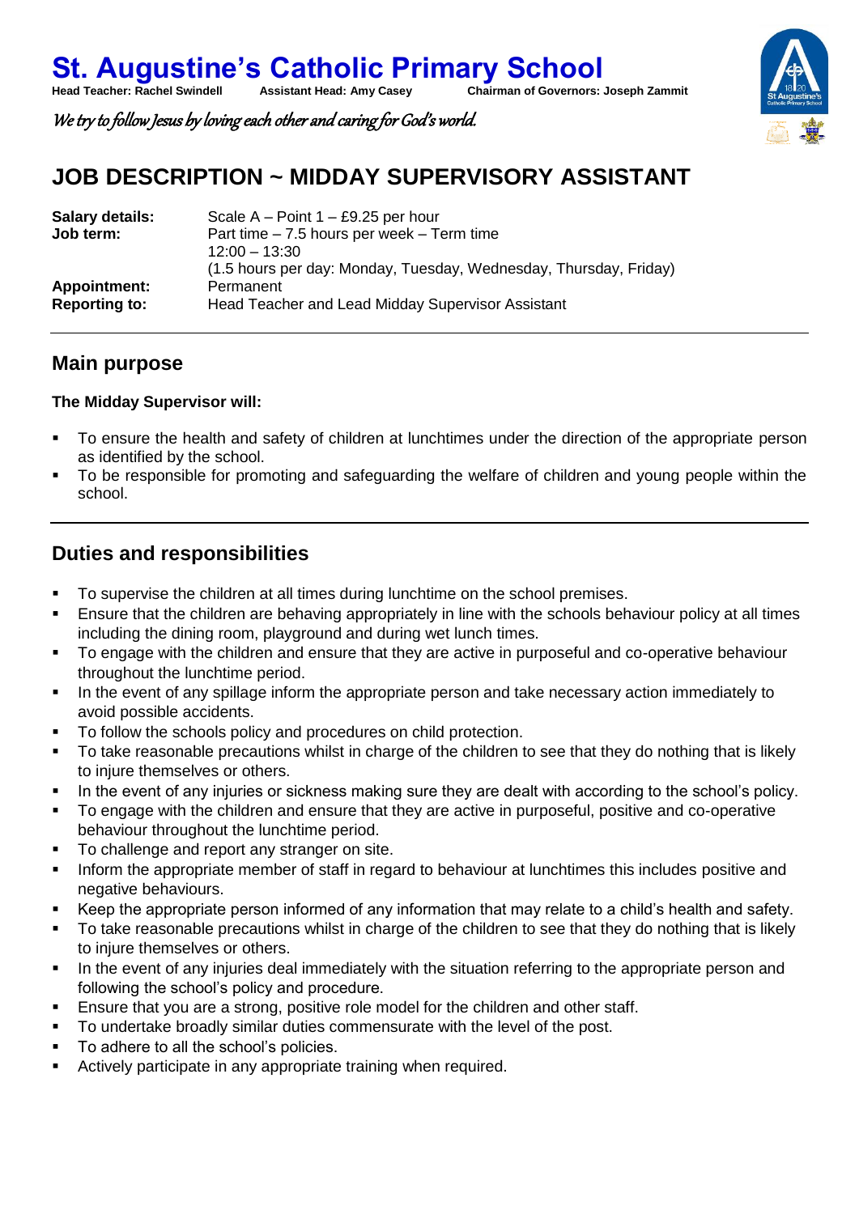# St. Augustine's Catholic Primary School

**Head Teacher: Rachel Swindell** **Assistant Head: Amy Casey** **Chairman of Governors: Joseph Zammit**

*We try to follow Jesus by loving each other and caring for God's world.*

## JOB DESCRIPTION ~ MIDDAY SUPERVISORY ASSISTANT

| | |
|---|---|
| **Salary details:** | Scale A – Point 1 – £9.25 per hour |
| **Job term:** | Part time – 7.5 hours per week – Term time<br>12:00 – 13:30<br>(1.5 hours per day: Monday, Tuesday, Wednesday, Thursday, Friday) |
| **Appointment:** | Permanent |
| **Reporting to:** | Head Teacher and Lead Midday Supervisor Assistant |

## Main purpose

**The Midday Supervisor will:**

- To ensure the health and safety of children at lunchtimes under the direction of the appropriate person as identified by the school.
- To be responsible for promoting and safeguarding the welfare of children and young people within the school.

## Duties and responsibilities

- To supervise the children at all times during lunchtime on the school premises.
- Ensure that the children are behaving appropriately in line with the schools behaviour policy at all times including the dining room, playground and during wet lunch times.
- To engage with the children and ensure that they are active in purposeful and co-operative behaviour throughout the lunchtime period.
- In the event of any spillage inform the appropriate person and take necessary action immediately to avoid possible accidents.
- To follow the schools policy and procedures on child protection.
- To take reasonable precautions whilst in charge of the children to see that they do nothing that is likely to injure themselves or others.
- In the event of any injuries or sickness making sure they are dealt with according to the school's policy.
- To engage with the children and ensure that they are active in purposeful, positive and co-operative behaviour throughout the lunchtime period.
- To challenge and report any stranger on site.
- Inform the appropriate member of staff in regard to behaviour at lunchtimes this includes positive and negative behaviours.
- Keep the appropriate person informed of any information that may relate to a child's health and safety.
- To take reasonable precautions whilst in charge of the children to see that they do nothing that is likely to injure themselves or others.
- In the event of any injuries deal immediately with the situation referring to the appropriate person and following the school's policy and procedure.
- Ensure that you are a strong, positive role model for the children and other staff.
- To undertake broadly similar duties commensurate with the level of the post.
- To adhere to all the school's policies.
- Actively participate in any appropriate training when required.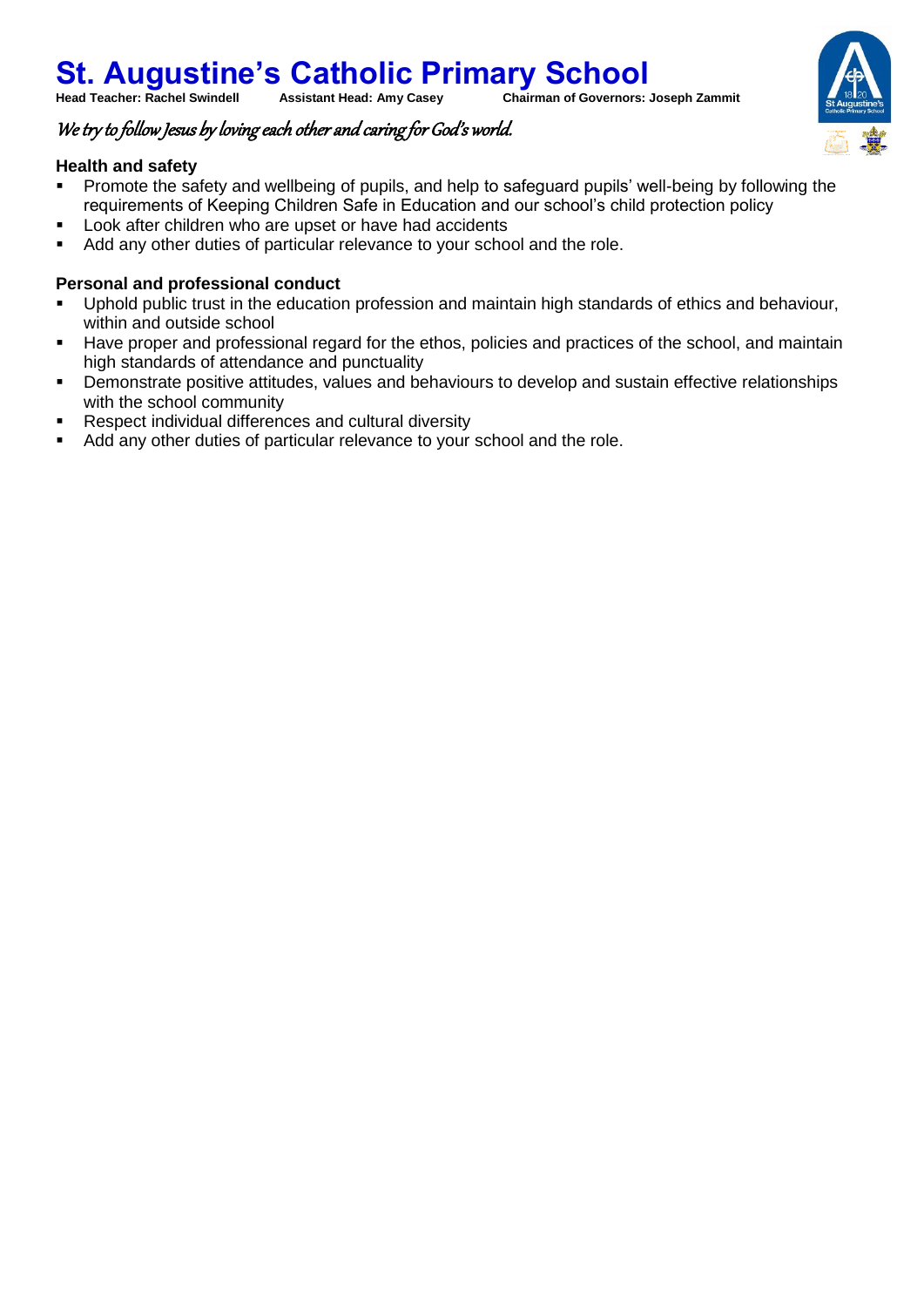## Health and safety

- Promote the safety and wellbeing of pupils, and help to safeguard pupils' well-being by following the requirements of Keeping Children Safe in Education and our school's child protection policy
- Look after children who are upset or have had accidents
- Add any other duties of particular relevance to your school and the role.

## Personal and professional conduct

- Uphold public trust in the education profession and maintain high standards of ethics and behaviour, within and outside school
- Have proper and professional regard for the ethos, policies and practices of the school, and maintain high standards of attendance and punctuality
- Demonstrate positive attitudes, values and behaviours to develop and sustain effective relationships with the school community
- Respect individual differences and cultural diversity
- Add any other duties of particular relevance to your school and the role.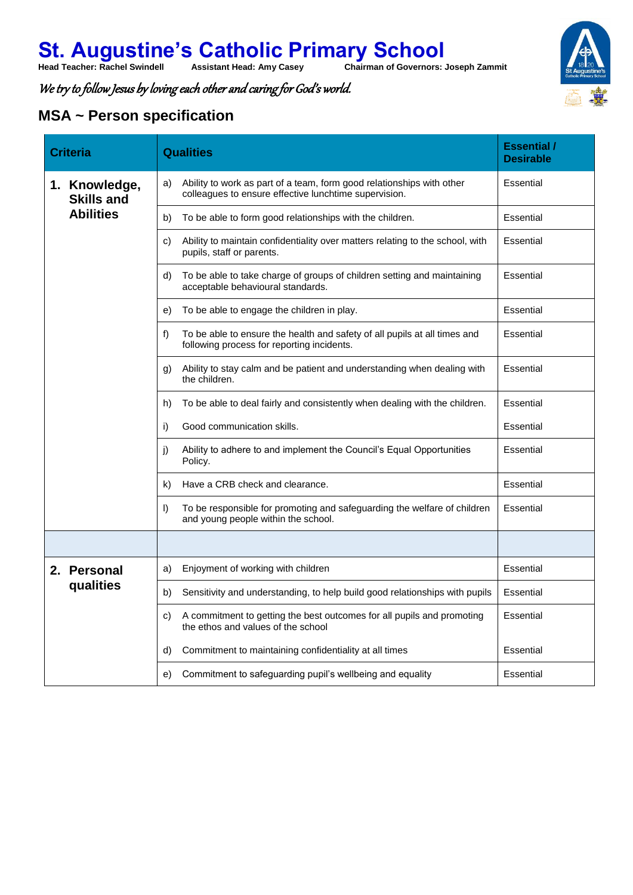# St. Augustine's Catholic Primary School

**Head Teacher: Rachel Swindell** **Assistant Head: Amy Casey** **Chairman of Governors: Joseph Zammit**

*We try to follow Jesus by loving each other and caring for God's world.*

## MSA ~ Person specification

| Criteria | Qualities | Essential / Desirable |
|---|---|---|
| **1. Knowledge, Skills and Abilities** | a) Ability to work as part of a team, form good relationships with other colleagues to ensure effective lunchtime supervision. | Essential |
| | b) To be able to form good relationships with the children. | Essential |
| | c) Ability to maintain confidentiality over matters relating to the school, with pupils, staff or parents. | Essential |
| | d) To be able to take charge of groups of children setting and maintaining acceptable behavioural standards. | Essential |
| | e) To be able to engage the children in play. | Essential |
| | f) To be able to ensure the health and safety of all pupils at all times and following process for reporting incidents. | Essential |
| | g) Ability to stay calm and be patient and understanding when dealing with the children. | Essential |
| | h) To be able to deal fairly and consistently when dealing with the children. | Essential |
| | i) Good communication skills. | Essential |
| | j) Ability to adhere to and implement the Council's Equal Opportunities Policy. | Essential |
| | k) Have a CRB check and clearance. | Essential |
| | l) To be responsible for promoting and safeguarding the welfare of children and young people within the school. | Essential |
| | | |
| **2. Personal qualities** | a) Enjoyment of working with children | Essential |
| | b) Sensitivity and understanding, to help build good relationships with pupils | Essential |
| | c) A commitment to getting the best outcomes for all pupils and promoting the ethos and values of the school | Essential |
| | d) Commitment to maintaining confidentiality at all times | Essential |
| | e) Commitment to safeguarding pupil's wellbeing and equality | Essential |